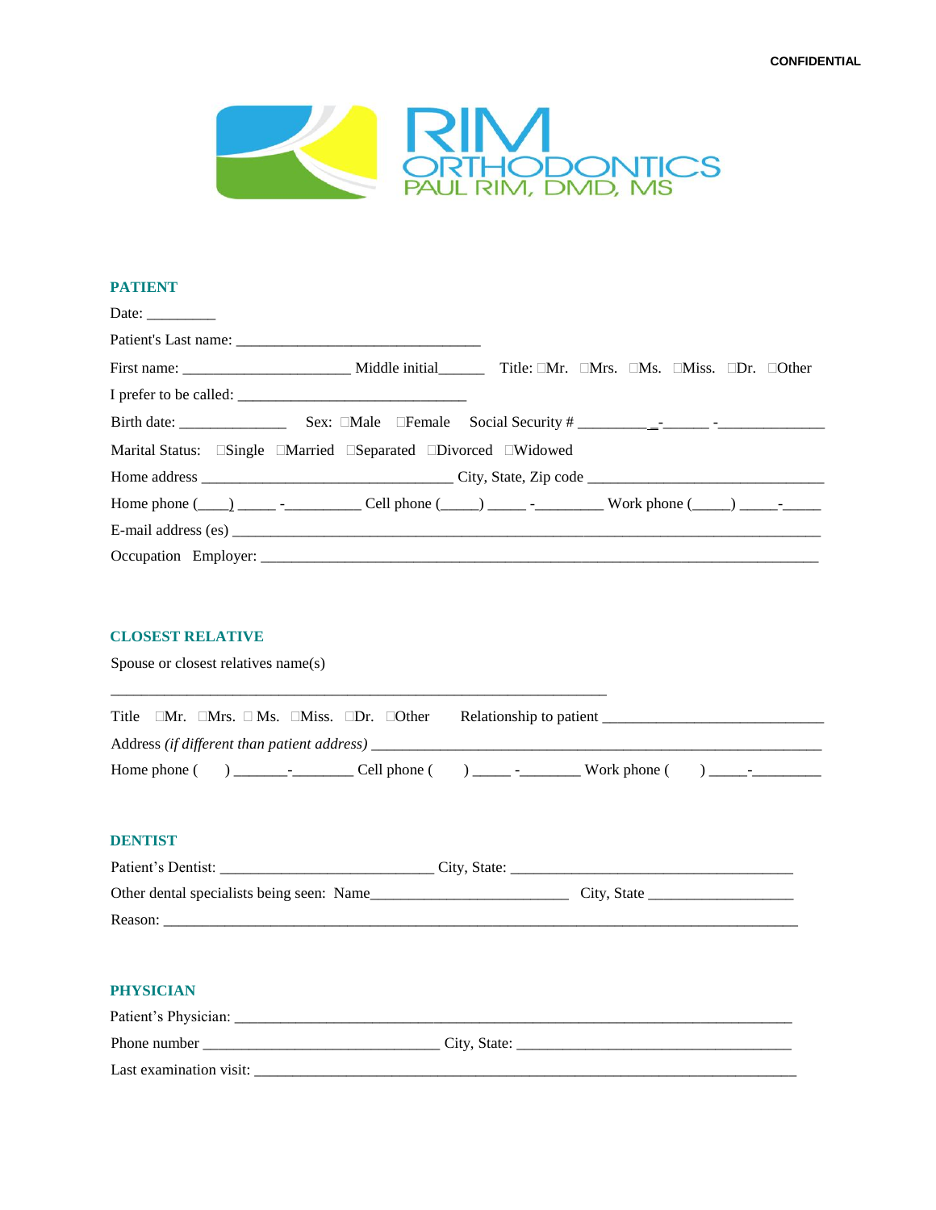CONFIDENTIAL

RIM ORTHODONTICS
PAUL RIM, DMD, MS

## PATIENT

Date: _________

Patient's Last name: ________________________________

First name: ______________________ Middle initial______ Title: ☐Mr. ☐Mrs. ☐Ms. ☐Miss. ☐Dr. ☐Other

I prefer to be called: ______________________________

Birth date: ______________ Sex: ☐Male ☐Female Social Security # _________ _-______ -______________

Marital Status: ☐Single ☐Married ☐Separated ☐Divorced ☐Widowed

Home address _________________________________ City, State, Zip code _______________________________

Home phone (____) _____ -__________ Cell phone (_____) _____ -_________ Work phone (_____) _____-_____

E-mail address (es) ________________________________________________________________________________

Occupation Employer: _______________________________________________________________________

## CLOSEST RELATIVE

Spouse or closest relatives name(s)

_________________________________________________________________

Title ☐Mr. ☐Mrs. ☐ Ms. ☐Miss. ☐Dr. ☐Other Relationship to patient ____________________________

Address *(if different than patient address)* ___________________________________________________________

Home phone ( ) _______-________ Cell phone ( ) _____ -________ Work phone ( ) _____-_________

## DENTIST

Patient's Dentist: ____________________________ City, State: _____________________________________

Other dental specialists being seen: Name__________________________ City, State ___________________

Reason: __________________________________________________________________________________

## PHYSICIAN

Patient's Physician: _________________________________________________________________________

Phone number _______________________________ City, State: ____________________________________

Last examination visit: _______________________________________________________________________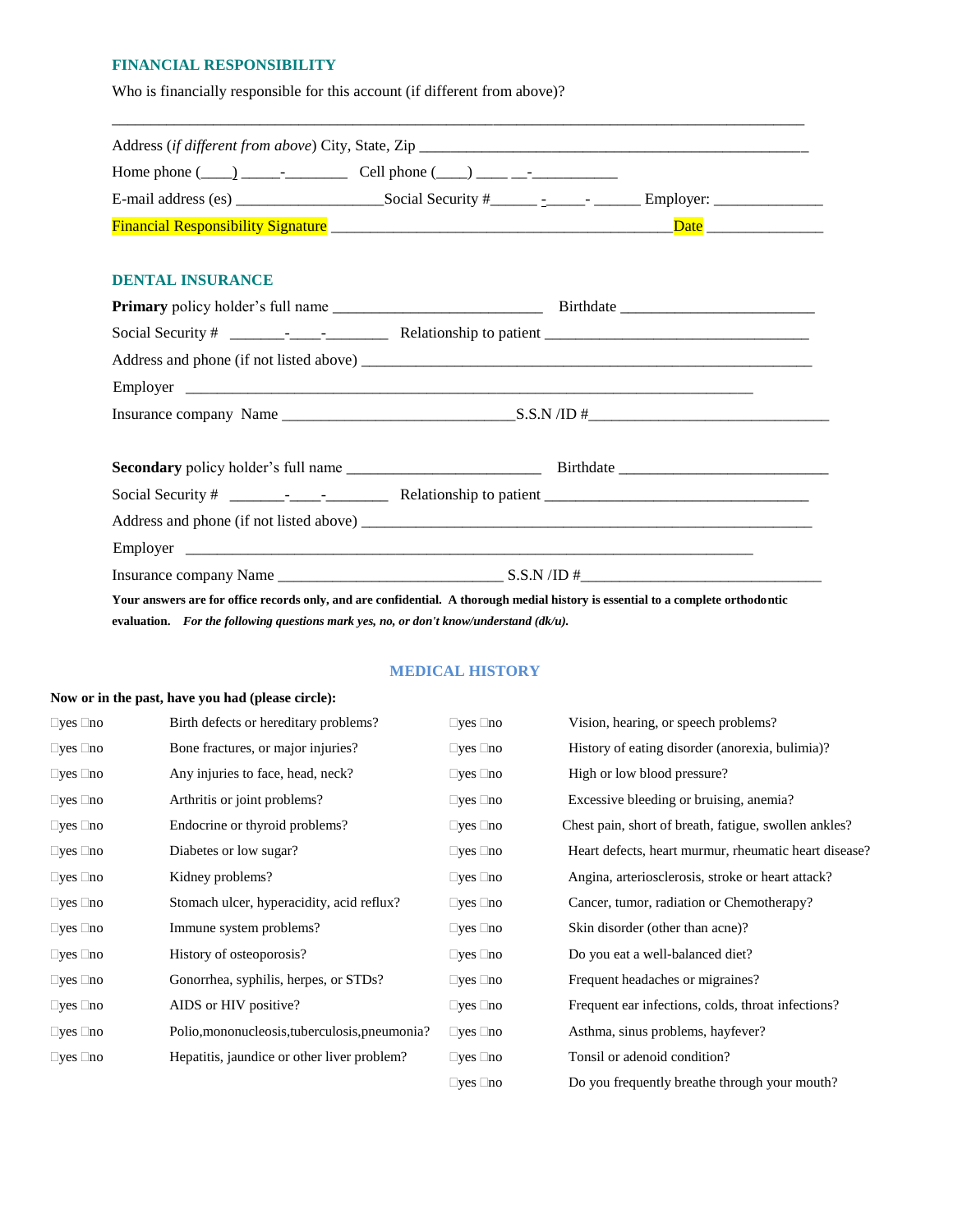## FINANCIAL RESPONSIBILITY

Who is financially responsible for this account (if different from above)?

______________________________________________________________________________________

Address (*if different from above*) City, State, Zip ___________________________________________________

Home phone (____) _____-________ Cell phone (____) ____ __-___________

E-mail address (es) __________________Social Security #______ -_____- ______ Employer: ______________

Financial Responsibility Signature ____________________________________________Date _______________

## DENTAL INSURANCE

**Primary** policy holder's full name __________________________ Birthdate ________________________

Social Security # _______-____-________ Relationship to patient __________________________________

Address and phone (if not listed above) ________________________________________________________

Employer ________________________________________________________________________

Insurance company Name ______________________________S.S.N /ID #______________________________

**Secondary** policy holder's full name ________________________ Birthdate __________________________

Social Security # _______-____-________ Relationship to patient __________________________________

Address and phone (if not listed above) ________________________________________________________

Employer ________________________________________________________________________

Insurance company Name ____________________________ S.S.N /ID #______________________________

**Your answers are for office records only, and are confidential. A thorough medial history is essential to a complete orthodontic evaluation.** ***For the following questions mark yes, no, or don't know/understand (dk/u).***

## MEDICAL HISTORY

**Now or in the past, have you had (please circle):**

| | | | |
|---|---|---|---|
| ☐yes ☐no | Birth defects or hereditary problems? | ☐yes ☐no | Vision, hearing, or speech problems? |
| ☐yes ☐no | Bone fractures, or major injuries? | ☐yes ☐no | History of eating disorder (anorexia, bulimia)? |
| ☐yes ☐no | Any injuries to face, head, neck? | ☐yes ☐no | High or low blood pressure? |
| ☐yes ☐no | Arthritis or joint problems? | ☐yes ☐no | Excessive bleeding or bruising, anemia? |
| ☐yes ☐no | Endocrine or thyroid problems? | ☐yes ☐no | Chest pain, short of breath, fatigue, swollen ankles? |
| ☐yes ☐no | Diabetes or low sugar? | ☐yes ☐no | Heart defects, heart murmur, rheumatic heart disease? |
| ☐yes ☐no | Kidney problems? | ☐yes ☐no | Angina, arteriosclerosis, stroke or heart attack? |
| ☐yes ☐no | Stomach ulcer, hyperacidity, acid reflux? | ☐yes ☐no | Cancer, tumor, radiation or Chemotherapy? |
| ☐yes ☐no | Immune system problems? | ☐yes ☐no | Skin disorder (other than acne)? |
| ☐yes ☐no | History of osteoporosis? | ☐yes ☐no | Do you eat a well-balanced diet? |
| ☐yes ☐no | Gonorrhea, syphilis, herpes, or STDs? | ☐yes ☐no | Frequent headaches or migraines? |
| ☐yes ☐no | AIDS or HIV positive? | ☐yes ☐no | Frequent ear infections, colds, throat infections? |
| ☐yes ☐no | Polio,mononucleosis,tuberculosis,pneumonia? | ☐yes ☐no | Asthma, sinus problems, hayfever? |
| ☐yes ☐no | Hepatitis, jaundice or other liver problem? | ☐yes ☐no | Tonsil or adenoid condition? |
| | | ☐yes ☐no | Do you frequently breathe through your mouth? |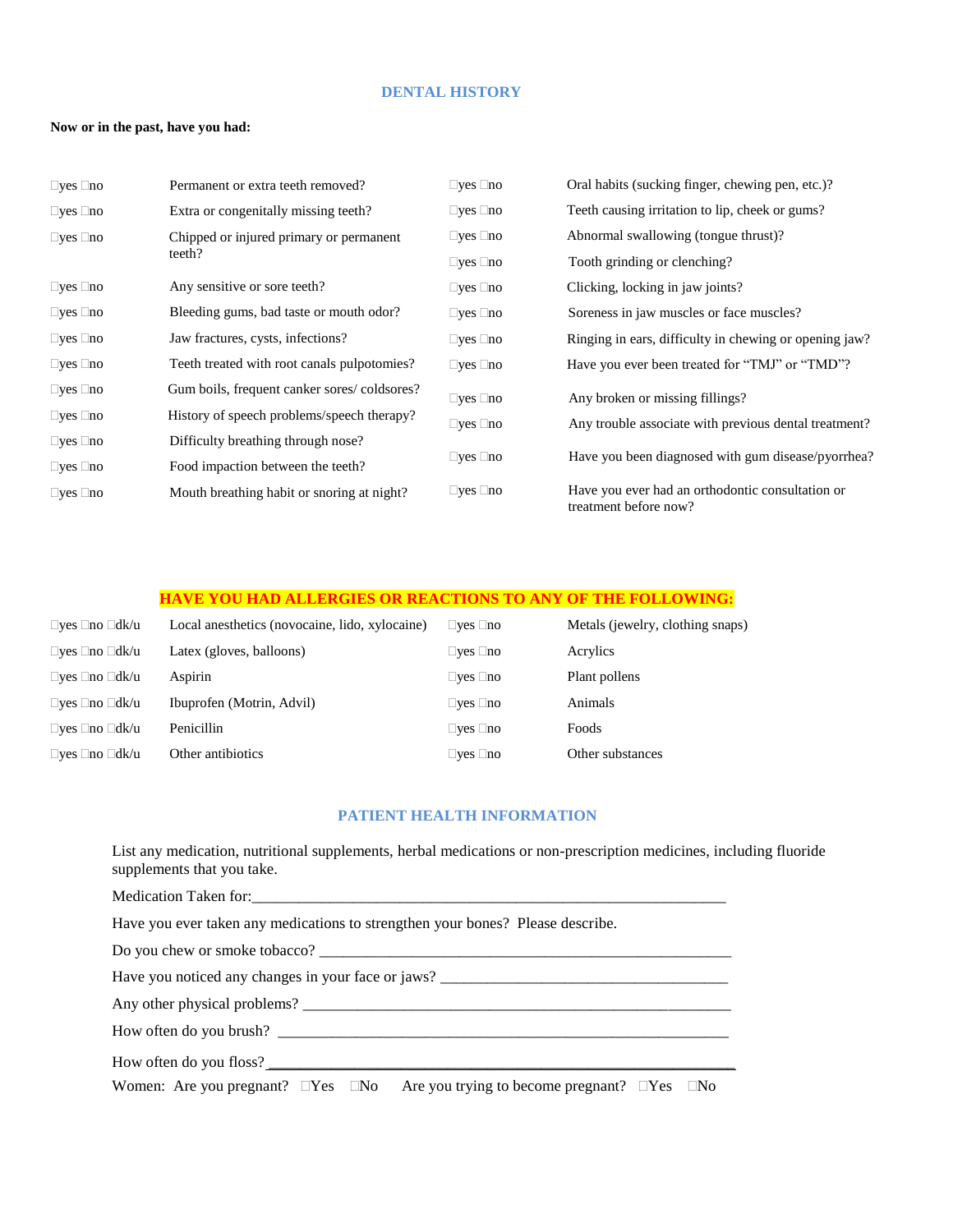## DENTAL HISTORY

**Now or in the past, have you had:**

| | | | |
|---|---|---|---|
| ☐yes ☐no | Permanent or extra teeth removed? | ☐yes ☐no | Oral habits (sucking finger, chewing pen, etc.)? |
| ☐yes ☐no | Extra or congenitally missing teeth? | ☐yes ☐no | Teeth causing irritation to lip, cheek or gums? |
| ☐yes ☐no | Chipped or injured primary or permanent teeth? | ☐yes ☐no | Abnormal swallowing (tongue thrust)? |
| | | ☐yes ☐no | Tooth grinding or clenching? |
| ☐yes ☐no | Any sensitive or sore teeth? | ☐yes ☐no | Clicking, locking in jaw joints? |
| ☐yes ☐no | Bleeding gums, bad taste or mouth odor? | ☐yes ☐no | Soreness in jaw muscles or face muscles? |
| ☐yes ☐no | Jaw fractures, cysts, infections? | ☐yes ☐no | Ringing in ears, difficulty in chewing or opening jaw? |
| ☐yes ☐no | Teeth treated with root canals pulpotomies? | ☐yes ☐no | Have you ever been treated for "TMJ" or "TMD"? |
| ☐yes ☐no | Gum boils, frequent canker sores/ coldsores? | ☐yes ☐no | Any broken or missing fillings? |
| ☐yes ☐no | History of speech problems/speech therapy? | ☐yes ☐no | Any trouble associate with previous dental treatment? |
| ☐yes ☐no | Difficulty breathing through nose? | ☐yes ☐no | Have you been diagnosed with gum disease/pyorrhea? |
| ☐yes ☐no | Food impaction between the teeth? | | |
| ☐yes ☐no | Mouth breathing habit or snoring at night? | ☐yes ☐no | Have you ever had an orthodontic consultation or treatment before now? |

## HAVE YOU HAD ALLERGIES OR REACTIONS TO ANY OF THE FOLLOWING:

| | | | |
|---|---|---|---|
| ☐yes ☐no ☐dk/u | Local anesthetics (novocaine, lido, xylocaine) | ☐yes ☐no | Metals (jewelry, clothing snaps) |
| ☐yes ☐no ☐dk/u | Latex (gloves, balloons) | ☐yes ☐no | Acrylics |
| ☐yes ☐no ☐dk/u | Aspirin | ☐yes ☐no | Plant pollens |
| ☐yes ☐no ☐dk/u | Ibuprofen (Motrin, Advil) | ☐yes ☐no | Animals |
| ☐yes ☐no ☐dk/u | Penicillin | ☐yes ☐no | Foods |
| ☐yes ☐no ☐dk/u | Other antibiotics | ☐yes ☐no | Other substances |

## PATIENT HEALTH INFORMATION

List any medication, nutritional supplements, herbal medications or non-prescription medicines, including fluoride supplements that you take.

Medication Taken for:_______________________________________________________________

Have you ever taken any medications to strengthen your bones? Please describe.

Do you chew or smoke tobacco? ______________________________________________________

Have you noticed any changes in your face or jaws? _____________________________________

Any other physical problems? _______________________________________________________

How often do you brush? __________________________________________________________

How often do you floss? ___________________________________________________________

Women: Are you pregnant? ☐Yes ☐No Are you trying to become pregnant? ☐Yes ☐No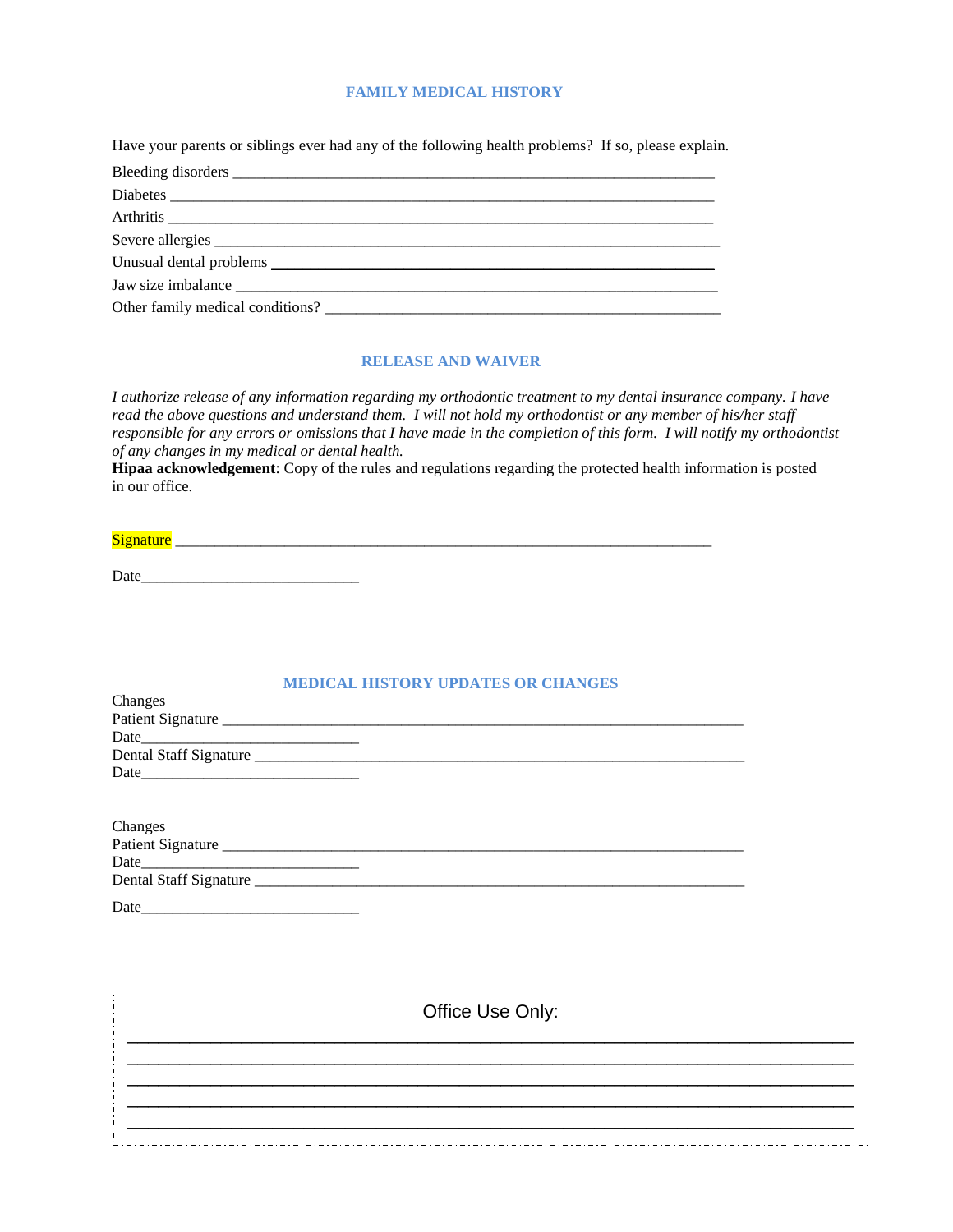## FAMILY MEDICAL HISTORY

Have your parents or siblings ever had any of the following health problems? If so, please explain.

Bleeding disorders ____________________________________________________________

Diabetes ____________________________________________________________________

Arthritis ____________________________________________________________________

Severe allergies ________________________________________________________________

Unusual dental problems ________________________________________________________

Jaw size imbalance ______________________________________________________________

Other family medical conditions? ____________________________________________

## RELEASE AND WAIVER

*I authorize release of any information regarding my orthodontic treatment to my dental insurance company. I have read the above questions and understand them. I will not hold my orthodontist or any member of his/her staff responsible for any errors or omissions that I have made in the completion of this form. I will notify my orthodontist of any changes in my medical or dental health.*

**Hipaa acknowledgement**: Copy of the rules and regulations regarding the protected health information is posted in our office.

Signature ____________________________________________________________________

Date____________________________

## MEDICAL HISTORY UPDATES OR CHANGES

Changes

Patient Signature ____________________________________________________________

Date____________________________

Dental Staff Signature ________________________________________________________

Date____________________________

Changes

Patient Signature ____________________________________________________________

Date____________________________

Dental Staff Signature ________________________________________________________

Date____________________________

Office Use Only:

______________________________________________________________________________

______________________________________________________________________________

______________________________________________________________________________

______________________________________________________________________________

______________________________________________________________________________